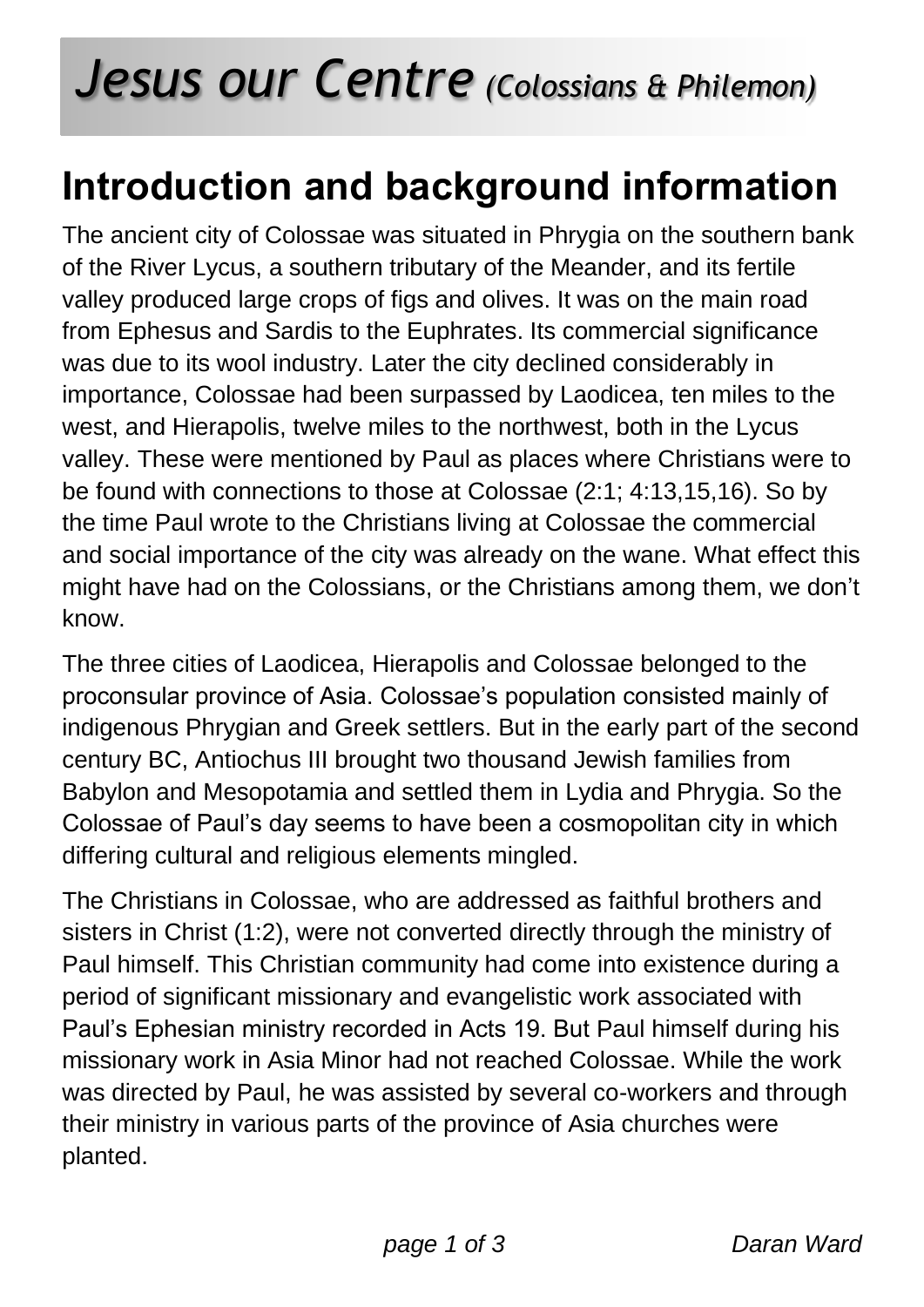# *Jesus our Centre* *(Colossians & Philemon)*

## Introduction and background information

The ancient city of Colossae was situated in Phrygia on the southern bank of the River Lycus, a southern tributary of the Meander, and its fertile valley produced large crops of figs and olives. It was on the main road from Ephesus and Sardis to the Euphrates. Its commercial significance was due to its wool industry. Later the city declined considerably in importance, Colossae had been surpassed by Laodicea, ten miles to the west, and Hierapolis, twelve miles to the northwest, both in the Lycus valley. These were mentioned by Paul as places where Christians were to be found with connections to those at Colossae (2:1; 4:13,15,16). So by the time Paul wrote to the Christians living at Colossae the commercial and social importance of the city was already on the wane. What effect this might have had on the Colossians, or the Christians among them, we don't know.

The three cities of Laodicea, Hierapolis and Colossae belonged to the proconsular province of Asia. Colossae's population consisted mainly of indigenous Phrygian and Greek settlers. But in the early part of the second century BC, Antiochus III brought two thousand Jewish families from Babylon and Mesopotamia and settled them in Lydia and Phrygia. So the Colossae of Paul's day seems to have been a cosmopolitan city in which differing cultural and religious elements mingled.

The Christians in Colossae, who are addressed as faithful brothers and sisters in Christ (1:2), were not converted directly through the ministry of Paul himself. This Christian community had come into existence during a period of significant missionary and evangelistic work associated with Paul's Ephesian ministry recorded in Acts 19. But Paul himself during his missionary work in Asia Minor had not reached Colossae. While the work was directed by Paul, he was assisted by several co-workers and through their ministry in various parts of the province of Asia churches were planted.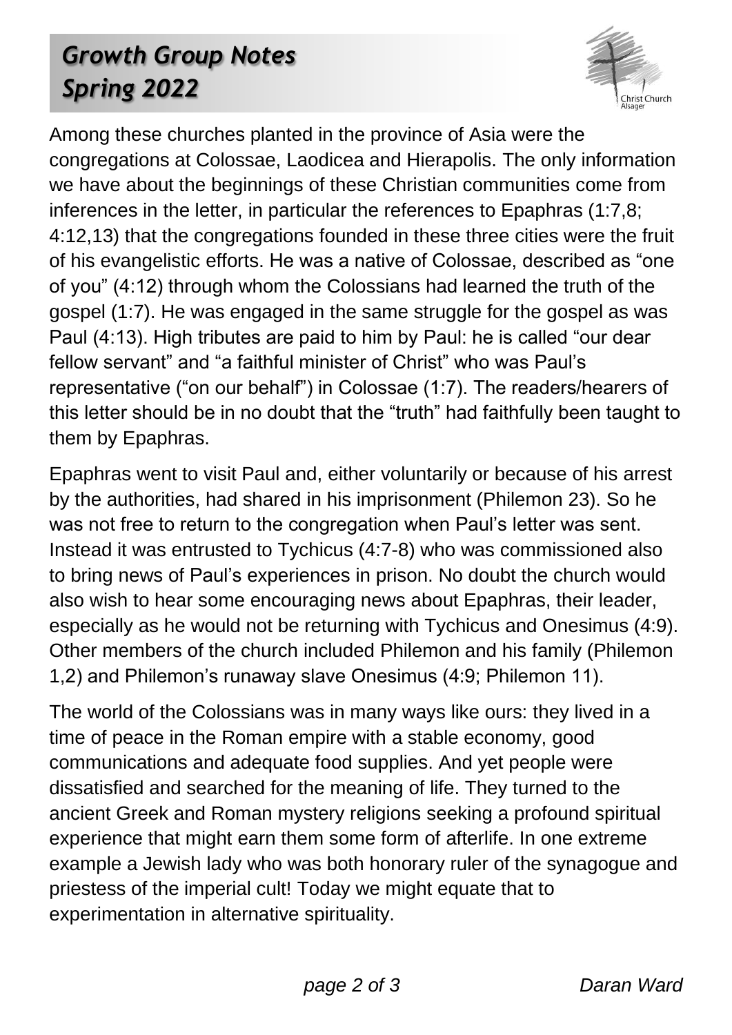Among these churches planted in the province of Asia were the congregations at Colossae, Laodicea and Hierapolis. The only information we have about the beginnings of these Christian communities come from inferences in the letter, in particular the references to Epaphras (1:7,8; 4:12,13) that the congregations founded in these three cities were the fruit of his evangelistic efforts. He was a native of Colossae, described as "one of you" (4:12) through whom the Colossians had learned the truth of the gospel (1:7). He was engaged in the same struggle for the gospel as was Paul (4:13). High tributes are paid to him by Paul: he is called "our dear fellow servant" and "a faithful minister of Christ" who was Paul's representative ("on our behalf") in Colossae (1:7). The readers/hearers of this letter should be in no doubt that the "truth" had faithfully been taught to them by Epaphras.

Epaphras went to visit Paul and, either voluntarily or because of his arrest by the authorities, had shared in his imprisonment (Philemon 23). So he was not free to return to the congregation when Paul's letter was sent. Instead it was entrusted to Tychicus (4:7-8) who was commissioned also to bring news of Paul's experiences in prison. No doubt the church would also wish to hear some encouraging news about Epaphras, their leader, especially as he would not be returning with Tychicus and Onesimus (4:9). Other members of the church included Philemon and his family (Philemon 1,2) and Philemon's runaway slave Onesimus (4:9; Philemon 11).

The world of the Colossians was in many ways like ours: they lived in a time of peace in the Roman empire with a stable economy, good communications and adequate food supplies. And yet people were dissatisfied and searched for the meaning of life. They turned to the ancient Greek and Roman mystery religions seeking a profound spiritual experience that might earn them some form of afterlife. In one extreme example a Jewish lady who was both honorary ruler of the synagogue and priestess of the imperial cult! Today we might equate that to experimentation in alternative spirituality.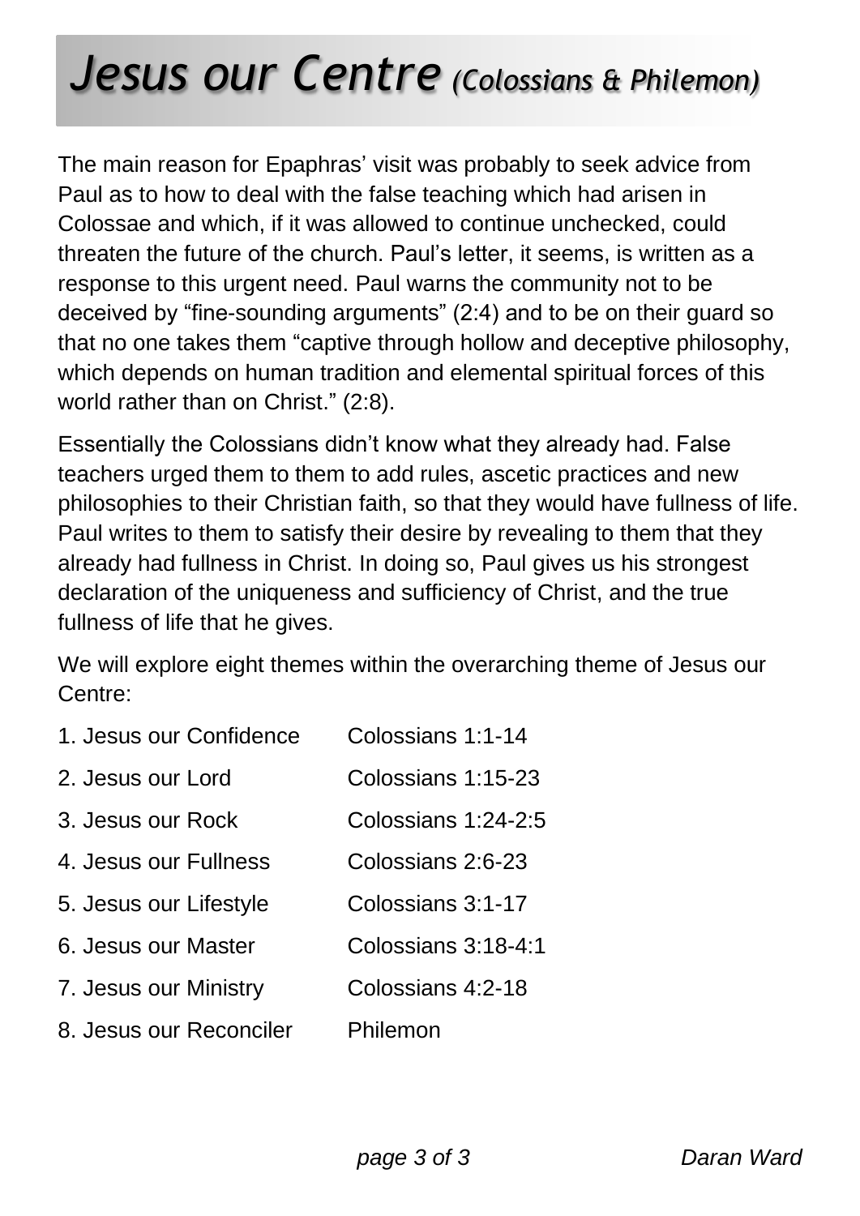# *Jesus our Centre (Colossians & Philemon)*

The main reason for Epaphras' visit was probably to seek advice from Paul as to how to deal with the false teaching which had arisen in Colossae and which, if it was allowed to continue unchecked, could threaten the future of the church. Paul's letter, it seems, is written as a response to this urgent need. Paul warns the community not to be deceived by "fine-sounding arguments" (2:4) and to be on their guard so that no one takes them "captive through hollow and deceptive philosophy, which depends on human tradition and elemental spiritual forces of this world rather than on Christ." (2:8).

Essentially the Colossians didn't know what they already had. False teachers urged them to them to add rules, ascetic practices and new philosophies to their Christian faith, so that they would have fullness of life. Paul writes to them to satisfy their desire by revealing to them that they already had fullness in Christ. In doing so, Paul gives us his strongest declaration of the uniqueness and sufficiency of Christ, and the true fullness of life that he gives.

We will explore eight themes within the overarching theme of Jesus our Centre:

| | |
|---|---|
| 1. Jesus our Confidence | Colossians 1:1-14 |
| 2. Jesus our Lord | Colossians 1:15-23 |
| 3. Jesus our Rock | Colossians 1:24-2:5 |
| 4. Jesus our Fullness | Colossians 2:6-23 |
| 5. Jesus our Lifestyle | Colossians 3:1-17 |
| 6. Jesus our Master | Colossians 3:18-4:1 |
| 7. Jesus our Ministry | Colossians 4:2-18 |
| 8. Jesus our Reconciler | Philemon |

*Daran Ward*